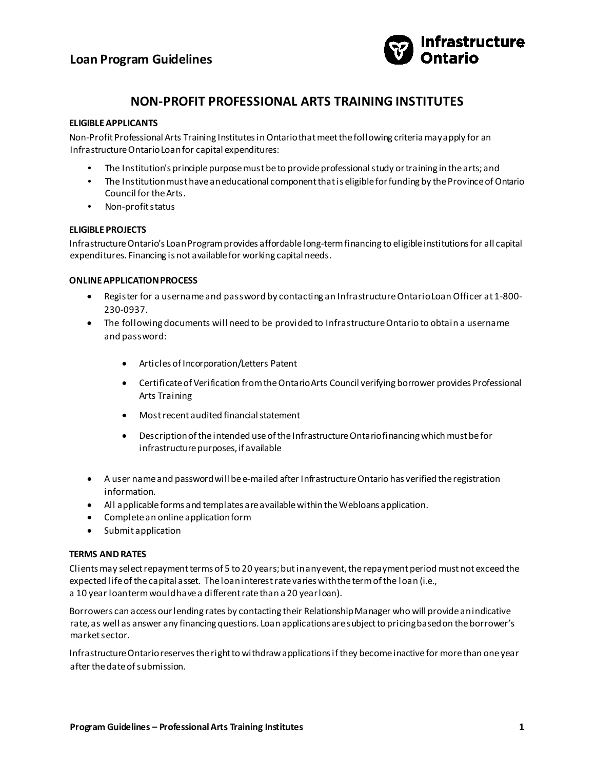# Loan Program Guidelines

## NON-PROFIT PROFESSIONAL ARTS TRAINING INSTITUTES

**ELIGIBLE APPLICANTS**

Non-Profit Professional Arts Training Institutes in Ontario that meet the following criteria may apply for an Infrastructure Ontario Loan for capital expenditures:

- The Institution's principle purpose must be to provide professional study or training in the arts; and
- The Institution must have an educational component that is eligible for funding by the Province of Ontario Council for the Arts.
- Non-profit status

**ELIGIBLE PROJECTS**

Infrastructure Ontario's Loan Program provides affordable long-term financing to eligible institutions for all capital expenditures. Financing is not available for working capital needs.

**ONLINE APPLICATION PROCESS**

- Register for a username and password by contacting an Infrastructure Ontario Loan Officer at 1-800-230-0937.
- The following documents will need to be provided to Infrastructure Ontario to obtain a username and password:
  - Articles of Incorporation/Letters Patent
  - Certificate of Verification from the Ontario Arts Council verifying borrower provides Professional Arts Training
  - Most recent audited financial statement
  - Description of the intended use of the Infrastructure Ontario financing which must be for infrastructure purposes, if available
- A user name and password will be e-mailed after Infrastructure Ontario has verified the registration information.
- All applicable forms and templates are available within the Webloans application.
- Complete an online application form
- Submit application

**TERMS AND RATES**

Clients may select repayment terms of 5 to 20 years; but in any event, the repayment period must not exceed the expected life of the capital asset. The loan interest rate varies with the term of the loan (i.e., a 10 year loan term would have a different rate than a 20 year loan).

Borrowers can access our lending rates by contacting their Relationship Manager who will provide an indicative rate, as well as answer any financing questions. Loan applications are subject to pricing based on the borrower's market sector.

Infrastructure Ontario reserves the right to withdraw applications if they become inactive for more than one year after the date of submission.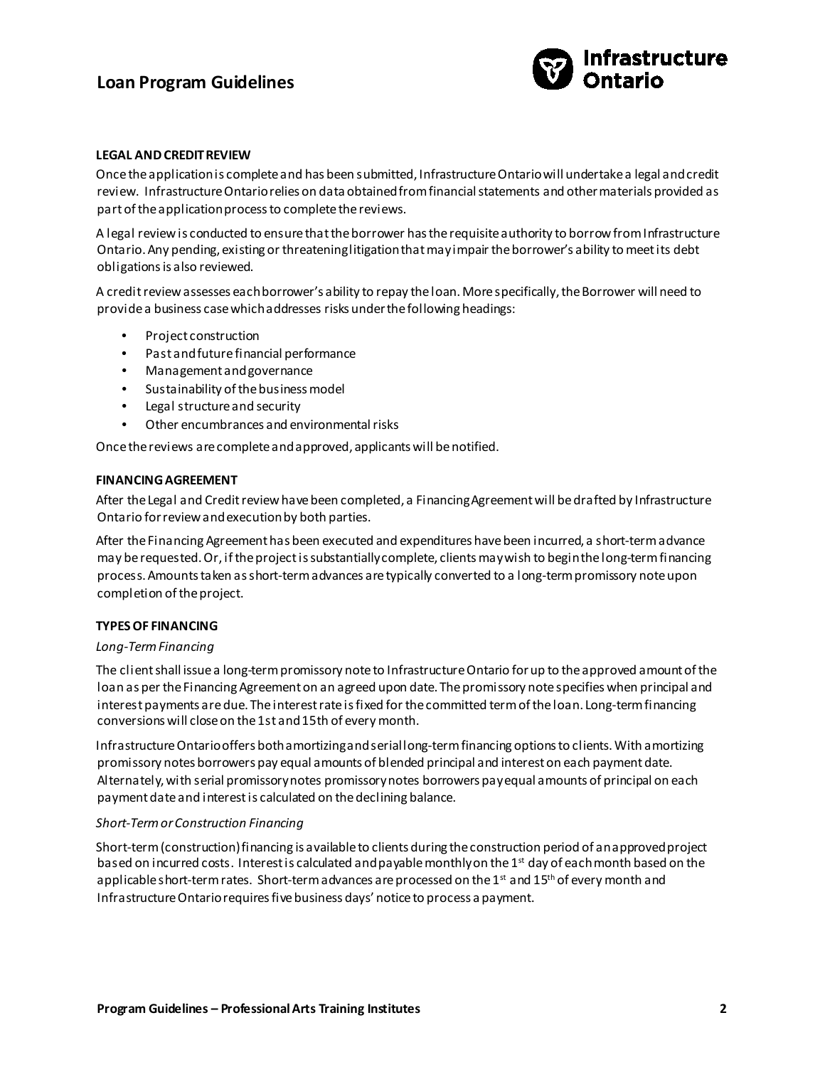### LEGAL AND CREDIT REVIEW

Once the application is complete and has been submitted, Infrastructure Ontario will undertake a legal and credit review. Infrastructure Ontario relies on data obtained from financial statements and other materials provided as part of the application process to complete the reviews.

A legal review is conducted to ensure that the borrower has the requisite authority to borrow from Infrastructure Ontario. Any pending, existing or threatening litigation that may impair the borrower's ability to meet its debt obligations is also reviewed.

A credit review assesses each borrower's ability to repay the loan. More specifically, the Borrower will need to provide a business case which addresses risks under the following headings:

- Project construction
- Past and future financial performance
- Management and governance
- Sustainability of the business model
- Legal structure and security
- Other encumbrances and environmental risks

Once the reviews are complete and approved, applicants will be notified.

### FINANCING AGREEMENT

After the Legal and Credit review have been completed, a Financing Agreement will be drafted by Infrastructure Ontario for review and execution by both parties.

After the Financing Agreement has been executed and expenditures have been incurred, a short-term advance may be requested. Or, if the project is substantially complete, clients may wish to begin the long-term financing process. Amounts taken as short-term advances are typically converted to a long-term promissory note upon completion of the project.

### TYPES OF FINANCING

*Long-Term Financing*

The client shall issue a long-term promissory note to Infrastructure Ontario for up to the approved amount of the loan as per the Financing Agreement on an agreed upon date. The promissory note specifies when principal and interest payments are due. The interest rate is fixed for the committed term of the loan. Long-term financing conversions will close on the 1st and 15th of every month.

Infrastructure Ontario offers both amortizing and serial long-term financing options to clients. With amortizing promissory notes borrowers pay equal amounts of blended principal and interest on each payment date. Alternately, with serial promissory notes promissory notes borrowers pay equal amounts of principal on each payment date and interest is calculated on the declining balance.

*Short-Term or Construction Financing*

Short-term (construction) financing is available to clients during the construction period of an approved project based on incurred costs. Interest is calculated and payable monthly on the 1st day of each month based on the applicable short-term rates. Short-term advances are processed on the 1st and 15th of every month and Infrastructure Ontario requires five business days' notice to process a payment.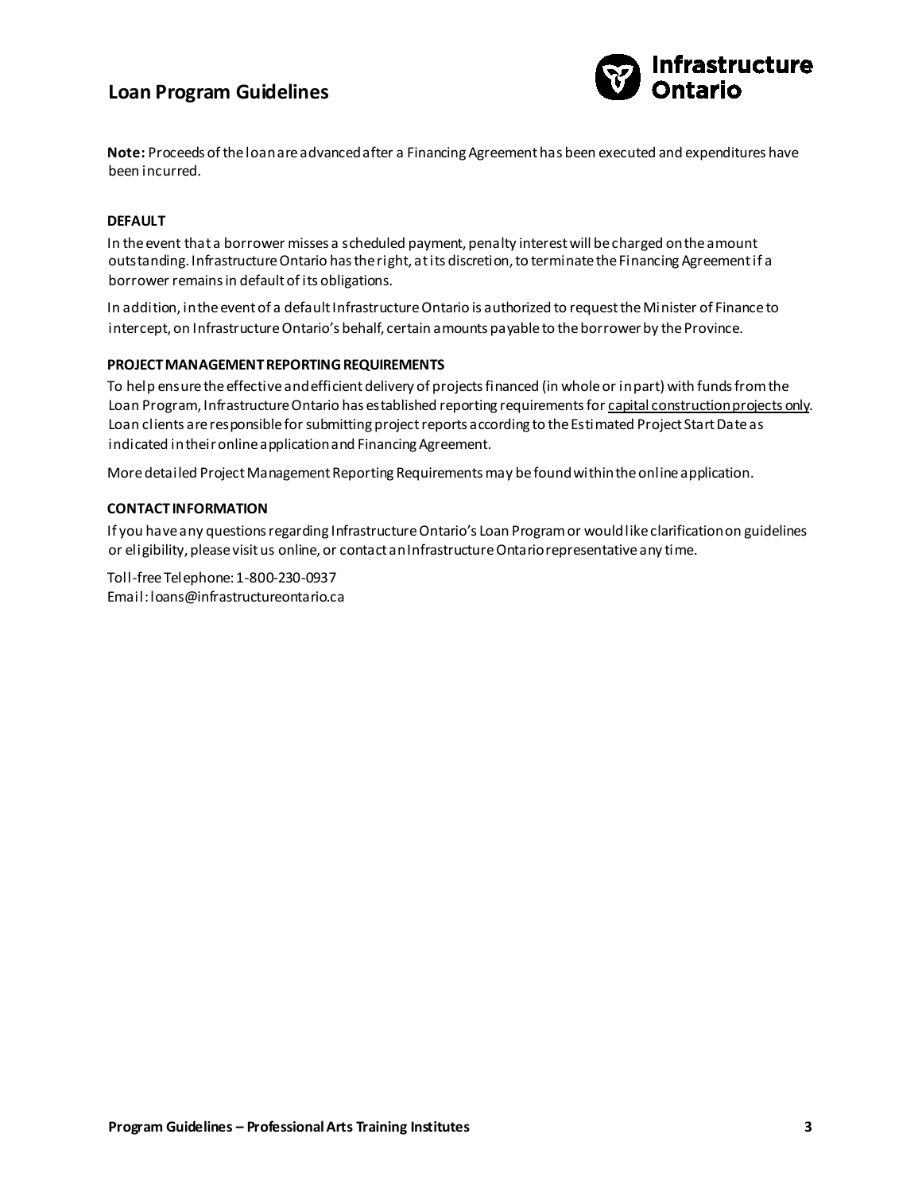**Note:** Proceeds of the loan are advanced after a Financing Agreement has been executed and expenditures have been incurred.

**DEFAULT**

In the event that a borrower misses a scheduled payment, penalty interest will be charged on the amount outstanding. Infrastructure Ontario has the right, at its discretion, to terminate the Financing Agreement if a borrower remains in default of its obligations.

In addition, in the event of a default Infrastructure Ontario is authorized to request the Minister of Finance to intercept, on Infrastructure Ontario's behalf, certain amounts payable to the borrower by the Province.

**PROJECT MANAGEMENT REPORTING REQUIREMENTS**

To help ensure the effective and efficient delivery of projects financed (in whole or in part) with funds from the Loan Program, Infrastructure Ontario has established reporting requirements for capital construction projects only. Loan clients are responsible for submitting project reports according to the Estimated Project Start Date as indicated in their online application and Financing Agreement.

More detailed Project Management Reporting Requirements may be found within the online application.

**CONTACT INFORMATION**

If you have any questions regarding Infrastructure Ontario's Loan Program or would like clarification on guidelines or eligibility, please visit us online, or contact an Infrastructure Ontario representative any time.

Toll-free Telephone: 1-800-230-0937
Email: loans@infrastructureontario.ca